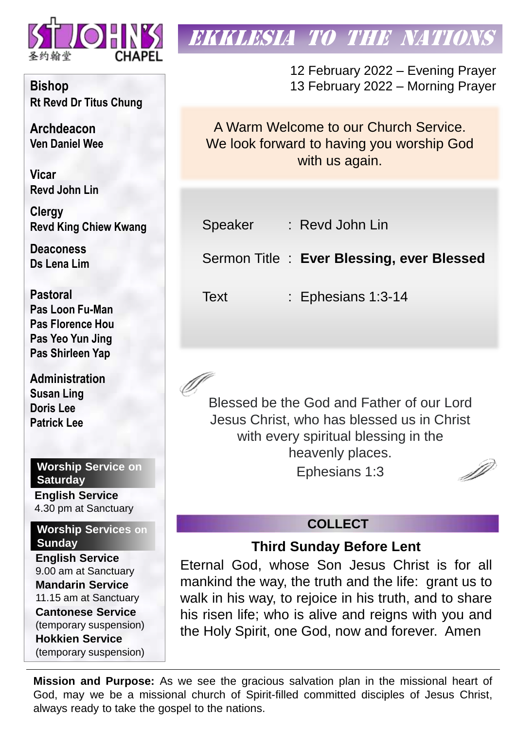# ST JOHN'S CHAPEL
圣约翰堂

# EKKLESIA TO THE NATIONS

12 February 2022 – Evening Prayer
13 February 2022 – Morning Prayer

A Warm Welcome to our Church Service.
We look forward to having you worship God with us again.

| | |
|---|---|
| Speaker | : Revd John Lin |
| Sermon Title | : **Ever Blessing, ever Blessed** |
| Text | : Ephesians 1:3-14 |

Blessed be the God and Father of our Lord Jesus Christ, who has blessed us in Christ with every spiritual blessing in the heavenly places.
Ephesians 1:3

## COLLECT

### Third Sunday Before Lent

Eternal God, whose Son Jesus Christ is for all mankind the way, the truth and the life: grant us to walk in his way, to rejoice in his truth, and to share his risen life; who is alive and reigns with you and the Holy Spirit, one God, now and forever. Amen

**Bishop**
Rt Revd Dr Titus Chung

**Archdeacon**
Ven Daniel Wee

**Vicar**
Revd John Lin

**Clergy**
Revd King Chiew Kwang

**Deaconess**
Ds Lena Lim

**Pastoral**
Pas Loon Fu-Man
Pas Florence Hou
Pas Yeo Yun Jing
Pas Shirleen Yap

**Administration**
Susan Ling
Doris Lee
Patrick Lee

**Worship Service on Saturday**

**English Service**
4.30 pm at Sanctuary

**Worship Services on Sunday**

**English Service**
9.00 am at Sanctuary

**Mandarin Service**
11.15 am at Sanctuary

**Cantonese Service**
(temporary suspension)

**Hokkien Service**
(temporary suspension)

**Mission and Purpose:** As we see the gracious salvation plan in the missional heart of God, may we be a missional church of Spirit-filled committed disciples of Jesus Christ, always ready to take the gospel to the nations.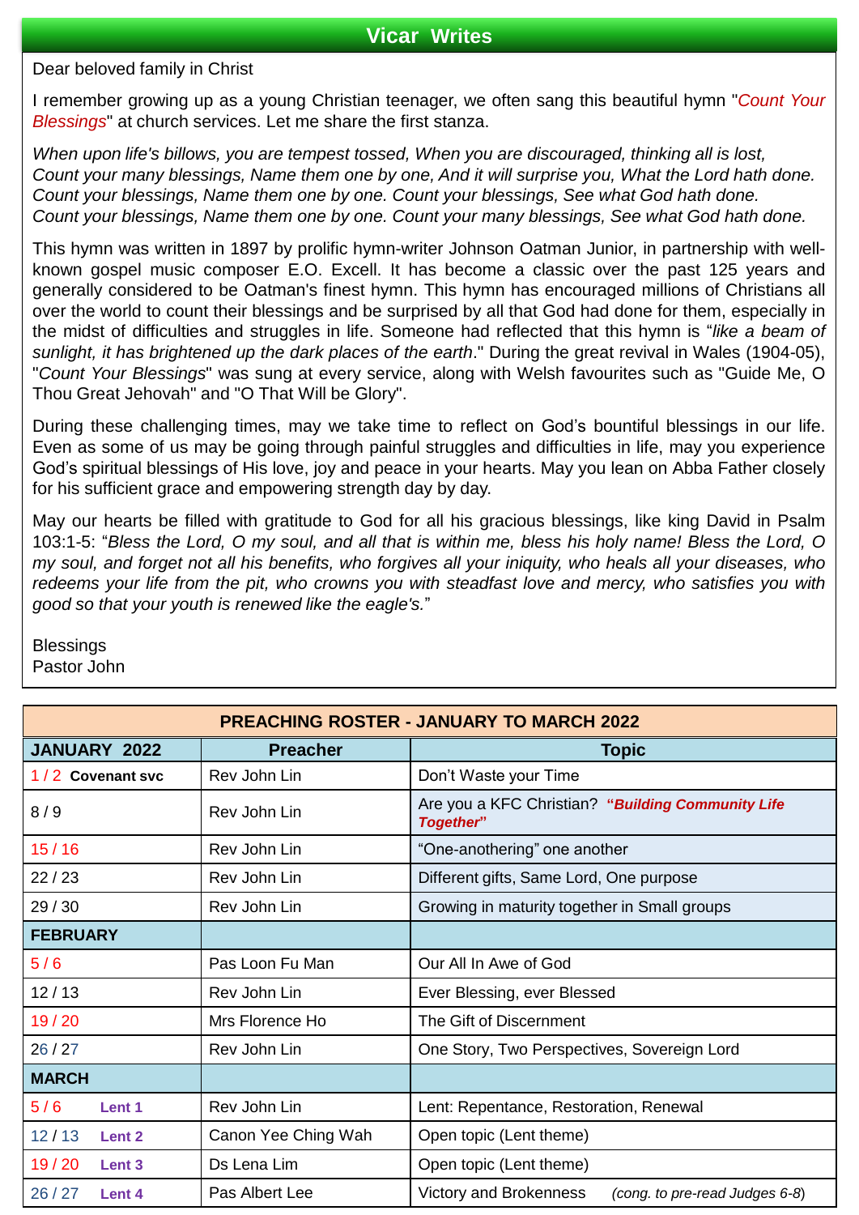## Vicar Writes

Dear beloved family in Christ

I remember growing up as a young Christian teenager, we often sang this beautiful hymn "*Count Your Blessings*" at church services. Let me share the first stanza.

*When upon life's billows, you are tempest tossed, When you are discouraged, thinking all is lost,*
*Count your many blessings, Name them one by one, And it will surprise you, What the Lord hath done.*
*Count your blessings, Name them one by one. Count your blessings, See what God hath done.*
*Count your blessings, Name them one by one. Count your many blessings, See what God hath done.*

This hymn was written in 1897 by prolific hymn-writer Johnson Oatman Junior, in partnership with well-known gospel music composer E.O. Excell. It has become a classic over the past 125 years and generally considered to be Oatman's finest hymn. This hymn has encouraged millions of Christians all over the world to count their blessings and be surprised by all that God had done for them, especially in the midst of difficulties and struggles in life. Someone had reflected that this hymn is "*like a beam of sunlight, it has brightened up the dark places of the earth*." During the great revival in Wales (1904-05), "*Count Your Blessings*" was sung at every service, along with Welsh favourites such as "Guide Me, O Thou Great Jehovah" and "O That Will be Glory".

During these challenging times, may we take time to reflect on God's bountiful blessings in our life. Even as some of us may be going through painful struggles and difficulties in life, may you experience God's spiritual blessings of His love, joy and peace in your hearts. May you lean on Abba Father closely for his sufficient grace and empowering strength day by day.

May our hearts be filled with gratitude to God for all his gracious blessings, like king David in Psalm 103:1-5: "*Bless the Lord, O my soul, and all that is within me, bless his holy name! Bless the Lord, O my soul, and forget not all his benefits, who forgives all your iniquity, who heals all your diseases, who redeems your life from the pit, who crowns you with steadfast love and mercy, who satisfies you with good so that your youth is renewed like the eagle's.*"

Blessings
Pastor John

## PREACHING ROSTER - JANUARY TO MARCH 2022

| JANUARY 2022 | Preacher | Topic |
|---|---|---|
| 1 / 2 **Covenant svc** | Rev John Lin | Don't Waste your Time |
| 8 / 9 | Rev John Lin | Are you a KFC Christian? ***"Building Community Life Together"*** |
| 15 / 16 | Rev John Lin | "One-anothering" one another |
| 22 / 23 | Rev John Lin | Different gifts, Same Lord, One purpose |
| 29 / 30 | Rev John Lin | Growing in maturity together in Small groups |
| **FEBRUARY** | | |
| 5 / 6 | Pas Loon Fu Man | Our All In Awe of God |
| 12 / 13 | Rev John Lin | Ever Blessing, ever Blessed |
| 19 / 20 | Mrs Florence Ho | The Gift of Discernment |
| 26 / 27 | Rev John Lin | One Story, Two Perspectives, Sovereign Lord |
| **MARCH** | | |
| 5 / 6 **Lent 1** | Rev John Lin | Lent: Repentance, Restoration, Renewal |
| 12 / 13 **Lent 2** | Canon Yee Ching Wah | Open topic (Lent theme) |
| 19 / 20 **Lent 3** | Ds Lena Lim | Open topic (Lent theme) |
| 26 / 27 **Lent 4** | Pas Albert Lee | Victory and Brokenness *(cong. to pre-read Judges 6-8)* |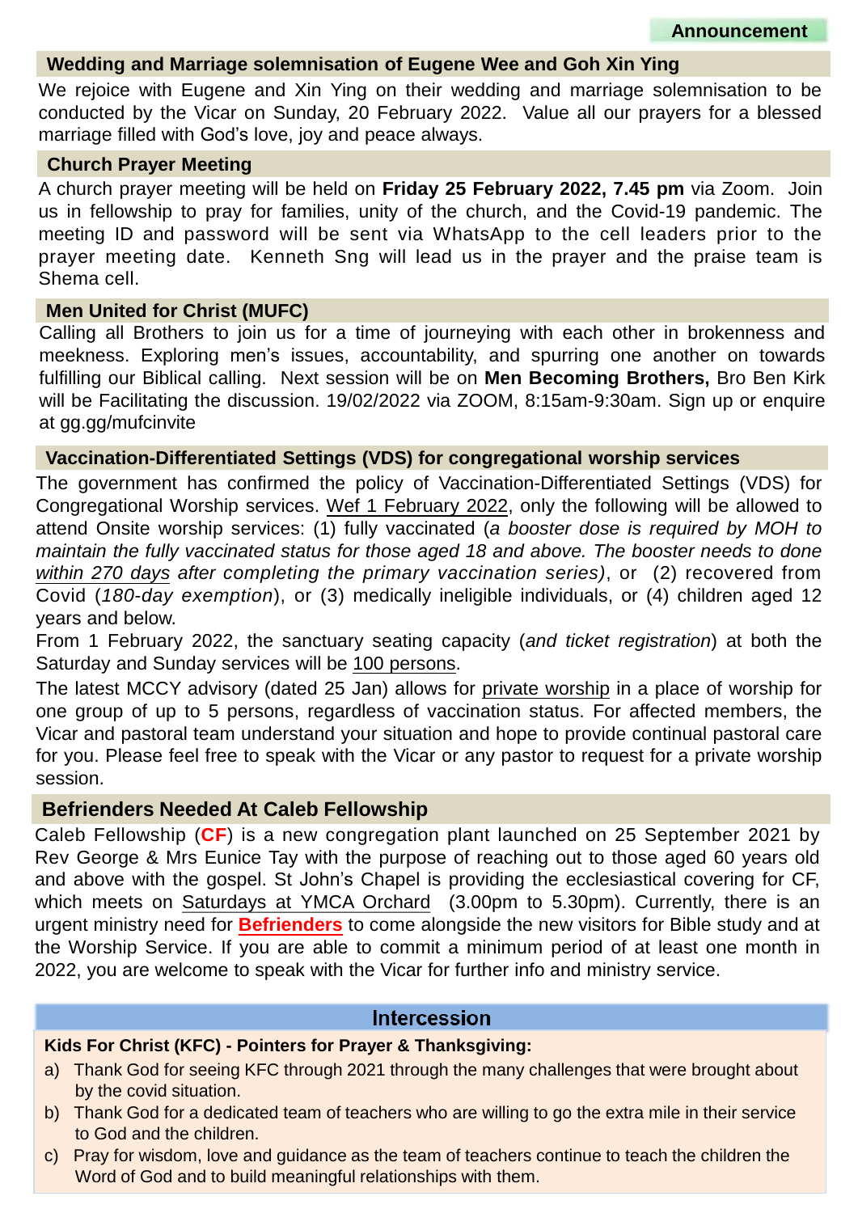**Announcement**

## Wedding and Marriage solemnisation of Eugene Wee and Goh Xin Ying

We rejoice with Eugene and Xin Ying on their wedding and marriage solemnisation to be conducted by the Vicar on Sunday, 20 February 2022. Value all our prayers for a blessed marriage filled with God's love, joy and peace always.

## Church Prayer Meeting

A church prayer meeting will be held on **Friday 25 February 2022, 7.45 pm** via Zoom. Join us in fellowship to pray for families, unity of the church, and the Covid-19 pandemic. The meeting ID and password will be sent via WhatsApp to the cell leaders prior to the prayer meeting date. Kenneth Sng will lead us in the prayer and the praise team is Shema cell.

## Men United for Christ (MUFC)

Calling all Brothers to join us for a time of journeying with each other in brokenness and meekness. Exploring men's issues, accountability, and spurring one another on towards fulfilling our Biblical calling. Next session will be on **Men Becoming Brothers,** Bro Ben Kirk will be Facilitating the discussion. 19/02/2022 via ZOOM, 8:15am-9:30am. Sign up or enquire at gg.gg/mufcinvite

## Vaccination-Differentiated Settings (VDS) for congregational worship services

The government has confirmed the policy of Vaccination-Differentiated Settings (VDS) for Congregational Worship services. Wef 1 February 2022, only the following will be allowed to attend Onsite worship services: (1) fully vaccinated (*a booster dose is required by MOH to maintain the fully vaccinated status for those aged 18 and above. The booster needs to done within 270 days after completing the primary vaccination series)*, or (2) recovered from Covid (*180-day exemption*), or (3) medically ineligible individuals, or (4) children aged 12 years and below.

From 1 February 2022, the sanctuary seating capacity (*and ticket registration*) at both the Saturday and Sunday services will be 100 persons.

The latest MCCY advisory (dated 25 Jan) allows for private worship in a place of worship for one group of up to 5 persons, regardless of vaccination status. For affected members, the Vicar and pastoral team understand your situation and hope to provide continual pastoral care for you. Please feel free to speak with the Vicar or any pastor to request for a private worship session.

## Befrienders Needed At Caleb Fellowship

Caleb Fellowship (**CF**) is a new congregation plant launched on 25 September 2021 by Rev George & Mrs Eunice Tay with the purpose of reaching out to those aged 60 years old and above with the gospel. St John's Chapel is providing the ecclesiastical covering for CF, which meets on Saturdays at YMCA Orchard (3.00pm to 5.30pm). Currently, there is an urgent ministry need for **Befrienders** to come alongside the new visitors for Bible study and at the Worship Service. If you are able to commit a minimum period of at least one month in 2022, you are welcome to speak with the Vicar for further info and ministry service.

## Intercession

**Kids For Christ (KFC) - Pointers for Prayer & Thanksgiving:**

a) Thank God for seeing KFC through 2021 through the many challenges that were brought about by the covid situation.

b) Thank God for a dedicated team of teachers who are willing to go the extra mile in their service to God and the children.

c) Pray for wisdom, love and guidance as the team of teachers continue to teach the children the Word of God and to build meaningful relationships with them.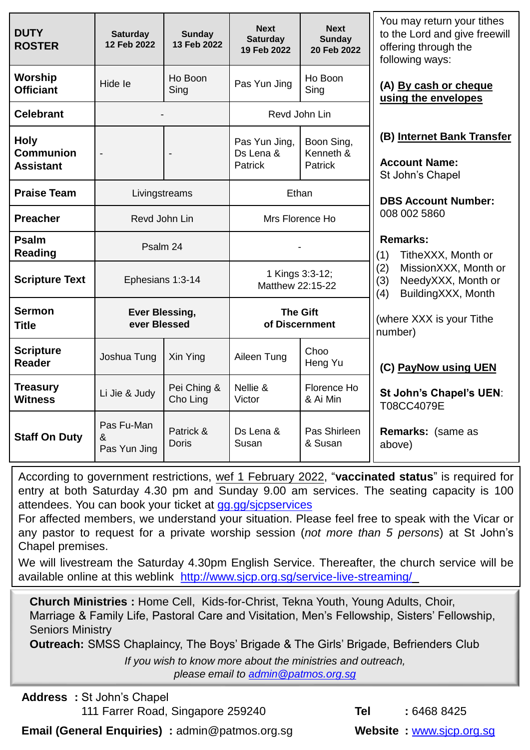| DUTY ROSTER | Saturday 12 Feb 2022 | Sunday 13 Feb 2022 | Next Saturday 19 Feb 2022 | Next Sunday 20 Feb 2022 |
|---|---|---|---|---|
| **Worship Officiant** | Hide Ie | Ho Boon Sing | Pas Yun Jing | Ho Boon Sing |
| **Celebrant** | - | | Revd John Lin | |
| **Holy Communion Assistant** | - | - | Pas Yun Jing, Ds Lena & Patrick | Boon Sing, Kenneth & Patrick |
| **Praise Team** | Livingstreams | | Ethan | |
| **Preacher** | Revd John Lin | | Mrs Florence Ho | |
| **Psalm Reading** | Psalm 24 | | - | |
| **Scripture Text** | Ephesians 1:3-14 | | 1 Kings 3:3-12; Matthew 22:15-22 | |
| **Sermon Title** | **Ever Blessing, ever Blessed** | | **The Gift of Discernment** | |
| **Scripture Reader** | Joshua Tung | Xin Ying | Aileen Tung | Choo Heng Yu |
| **Treasury Witness** | Li Jie & Judy | Pei Ching & Cho Ling | Nellie & Victor | Florence Ho & Ai Min |
| **Staff On Duty** | Pas Fu-Man & Pas Yun Jing | Patrick & Doris | Ds Lena & Susan | Pas Shirleen & Susan |

You may return your tithes to the Lord and give freewill offering through the following ways:

**(A) By cash or cheque using the envelopes**

**(B) Internet Bank Transfer**

**Account Name:**
St John's Chapel

**DBS Account Number:**
008 002 5860

**Remarks:**

(1) TitheXXX, Month or
(2) MissionXXX, Month or
(3) NeedyXXX, Month or
(4) BuildingXXX, Month

(where XXX is your Tithe number)

**(C) PayNow using UEN**

**St John's Chapel's UEN**: T08CC4079E

**Remarks:** (same as above)

According to government restrictions, wef 1 February 2022, "**vaccinated status**" is required for entry at both Saturday 4.30 pm and Sunday 9.00 am services. The seating capacity is 100 attendees. You can book your ticket at gg.gg/sjcpservices

For affected members, we understand your situation. Please feel free to speak with the Vicar or any pastor to request for a private worship session (*not more than 5 persons*) at St John's Chapel premises.

We will livestream the Saturday 4.30pm English Service. Thereafter, the church service will be available online at this weblink http://www.sjcp.org.sg/service-live-streaming/

**Church Ministries :** Home Cell, Kids-for-Christ, Tekna Youth, Young Adults, Choir, Marriage & Family Life, Pastoral Care and Visitation, Men's Fellowship, Sisters' Fellowship, Seniors Ministry

**Outreach:** SMSS Chaplaincy, The Boys' Brigade & The Girls' Brigade, Befrienders Club

*If you wish to know more about the ministries and outreach, please email to admin@patmos.org.sg*

**Address :** St John's Chapel
111 Farrer Road, Singapore 259240

**Tel :** 6468 8425

**Email (General Enquiries) :** admin@patmos.org.sg

**Website :** www.sjcp.org.sg